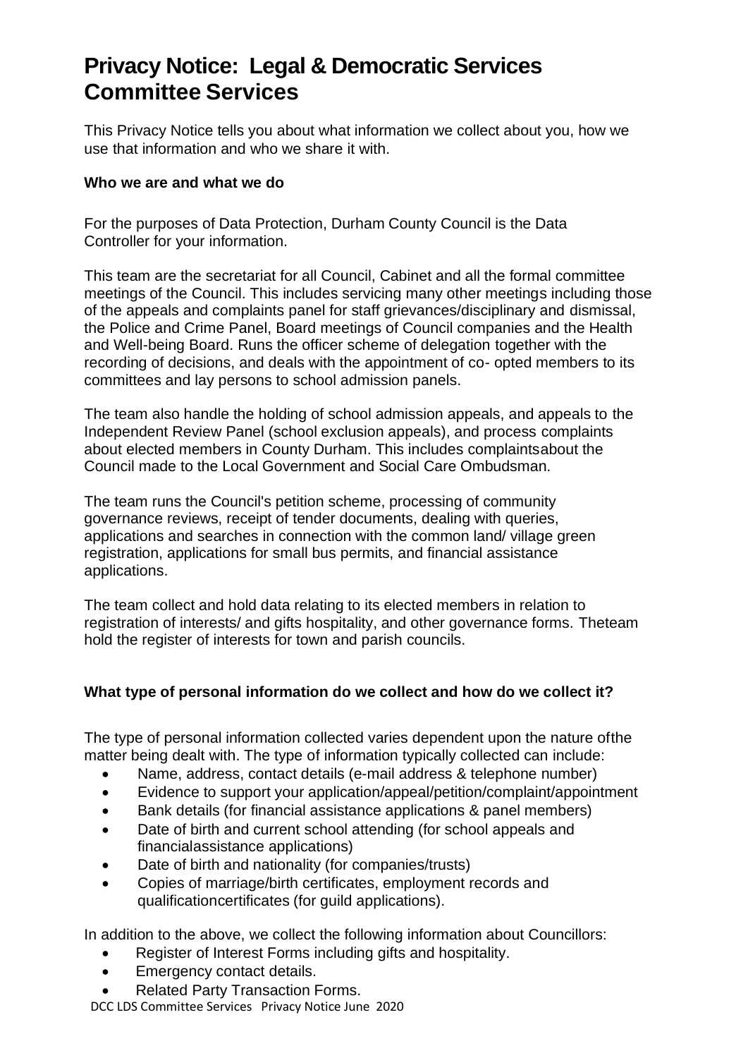# Privacy Notice: Legal & Democratic Services Committee Services

This Privacy Notice tells you about what information we collect about you, how we use that information and who we share it with.

### Who we are and what we do

For the purposes of Data Protection, Durham County Council is the Data Controller for your information.

This team are the secretariat for all Council, Cabinet and all the formal committee meetings of the Council. This includes servicing many other meetings including those of the appeals and complaints panel for staff grievances/disciplinary and dismissal, the Police and Crime Panel, Board meetings of Council companies and the Health and Well-being Board. Runs the officer scheme of delegation together with the recording of decisions, and deals with the appointment of co- opted members to its committees and lay persons to school admission panels.

The team also handle the holding of school admission appeals, and appeals to the Independent Review Panel (school exclusion appeals), and process complaints about elected members in County Durham. This includes complaintsabout the Council made to the Local Government and Social Care Ombudsman.

The team runs the Council's petition scheme, processing of community governance reviews, receipt of tender documents, dealing with queries, applications and searches in connection with the common land/ village green registration, applications for small bus permits, and financial assistance applications.

The team collect and hold data relating to its elected members in relation to registration of interests/ and gifts hospitality, and other governance forms. Theteam hold the register of interests for town and parish councils.

### What type of personal information do we collect and how do we collect it?

The type of personal information collected varies dependent upon the nature ofthe matter being dealt with. The type of information typically collected can include:

- Name, address, contact details (e-mail address & telephone number)
- Evidence to support your application/appeal/petition/complaint/appointment
- Bank details (for financial assistance applications & panel members)
- Date of birth and current school attending (for school appeals and financialassistance applications)
- Date of birth and nationality (for companies/trusts)
- Copies of marriage/birth certificates, employment records and qualificationcertificates (for guild applications).

In addition to the above, we collect the following information about Councillors:

- Register of Interest Forms including gifts and hospitality.
- Emergency contact details.
- Related Party Transaction Forms.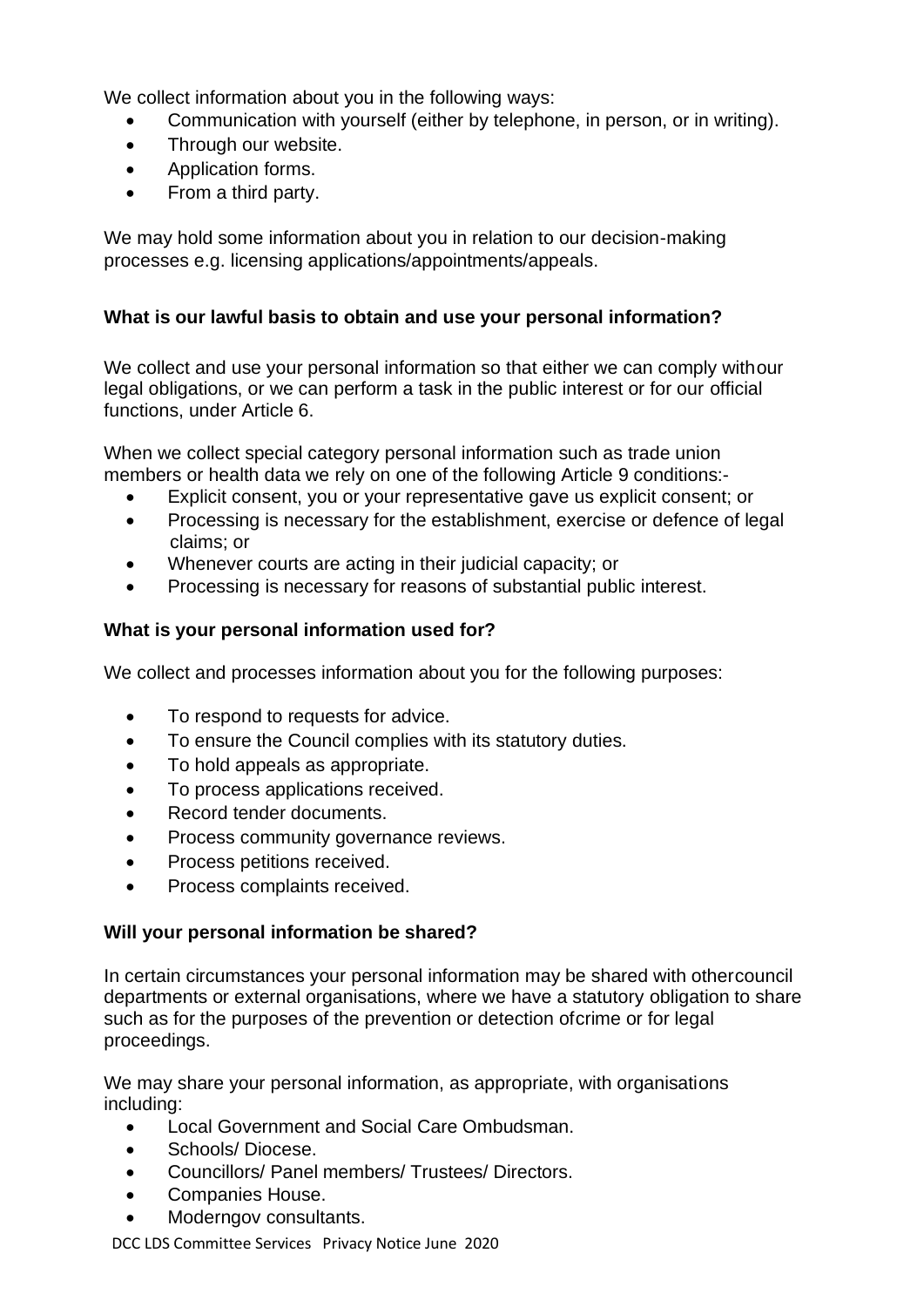We collect information about you in the following ways:

- Communication with yourself (either by telephone, in person, or in writing).
- Through our website.
- Application forms.
- From a third party.

We may hold some information about you in relation to our decision-making processes e.g. licensing applications/appointments/appeals.

**What is our lawful basis to obtain and use your personal information?**

We collect and use your personal information so that either we can comply withour legal obligations, or we can perform a task in the public interest or for our official functions, under Article 6.

When we collect special category personal information such as trade union members or health data we rely on one of the following Article 9 conditions:-

- Explicit consent, you or your representative gave us explicit consent; or
- Processing is necessary for the establishment, exercise or defence of legal claims; or
- Whenever courts are acting in their judicial capacity; or
- Processing is necessary for reasons of substantial public interest.

**What is your personal information used for?**

We collect and processes information about you for the following purposes:

- To respond to requests for advice.
- To ensure the Council complies with its statutory duties.
- To hold appeals as appropriate.
- To process applications received.
- Record tender documents.
- Process community governance reviews.
- Process petitions received.
- Process complaints received.

**Will your personal information be shared?**

In certain circumstances your personal information may be shared with othercouncil departments or external organisations, where we have a statutory obligation to share such as for the purposes of the prevention or detection ofcrime or for legal proceedings.

We may share your personal information, as appropriate, with organisations including:

- Local Government and Social Care Ombudsman.
- Schools/ Diocese.
- Councillors/ Panel members/ Trustees/ Directors.
- Companies House.
- Moderngov consultants.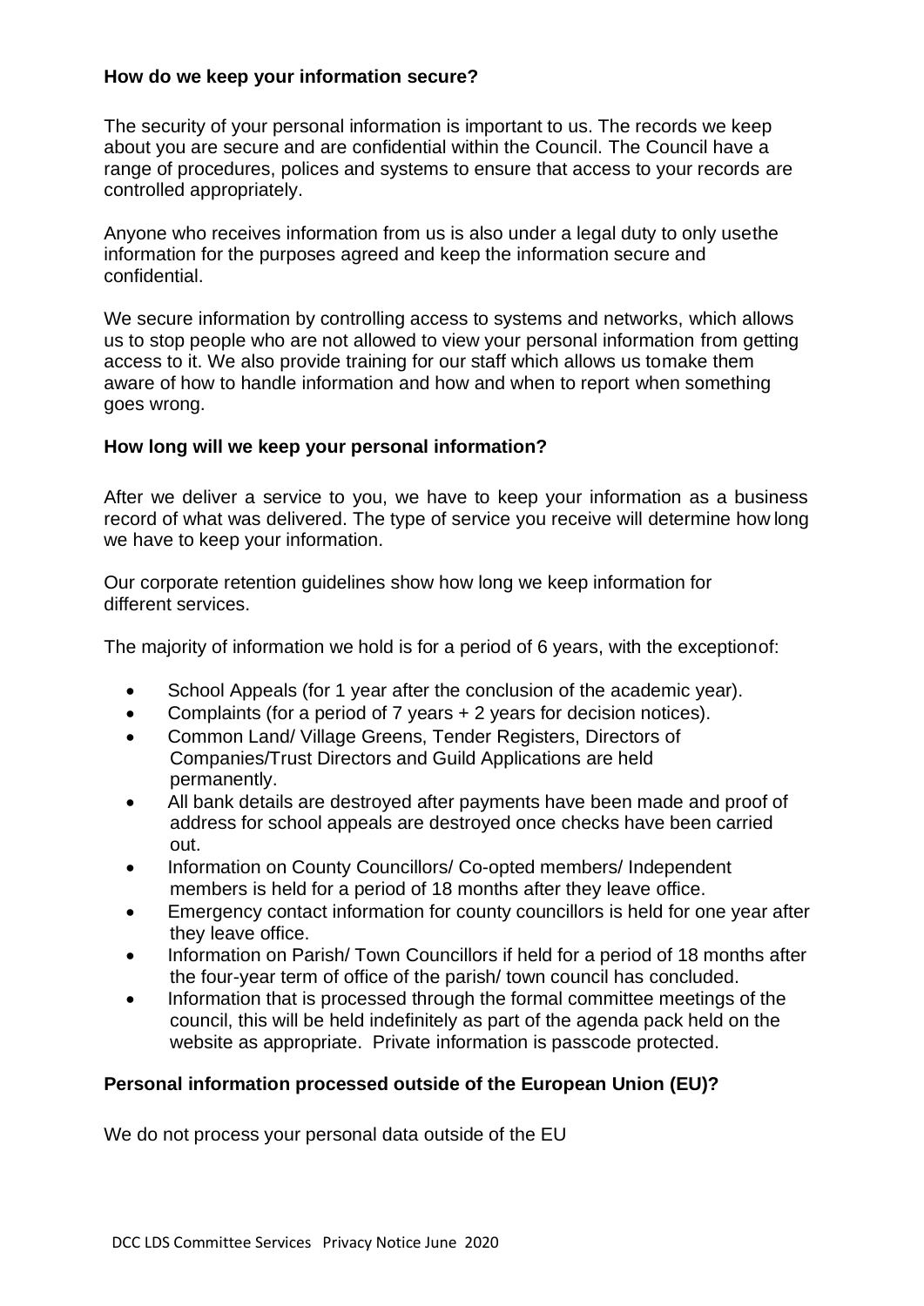**How do we keep your information secure?**

The security of your personal information is important to us. The records we keep about you are secure and are confidential within the Council. The Council have a range of procedures, polices and systems to ensure that access to your records are controlled appropriately.

Anyone who receives information from us is also under a legal duty to only usethe information for the purposes agreed and keep the information secure and confidential.

We secure information by controlling access to systems and networks, which allows us to stop people who are not allowed to view your personal information from getting access to it. We also provide training for our staff which allows us tomake them aware of how to handle information and how and when to report when something goes wrong.

**How long will we keep your personal information?**

After we deliver a service to you, we have to keep your information as a business record of what was delivered. The type of service you receive will determine how long we have to keep your information.

Our corporate retention guidelines show how long we keep information for different services.

The majority of information we hold is for a period of 6 years, with the exceptionof:

- School Appeals (for 1 year after the conclusion of the academic year).
- Complaints (for a period of 7 years + 2 years for decision notices).
- Common Land/ Village Greens, Tender Registers, Directors of Companies/Trust Directors and Guild Applications are held permanently.
- All bank details are destroyed after payments have been made and proof of address for school appeals are destroyed once checks have been carried out.
- Information on County Councillors/ Co-opted members/ Independent members is held for a period of 18 months after they leave office.
- Emergency contact information for county councillors is held for one year after they leave office.
- Information on Parish/ Town Councillors if held for a period of 18 months after the four-year term of office of the parish/ town council has concluded.
- Information that is processed through the formal committee meetings of the council, this will be held indefinitely as part of the agenda pack held on the website as appropriate. Private information is passcode protected.

**Personal information processed outside of the European Union (EU)?**

We do not process your personal data outside of the EU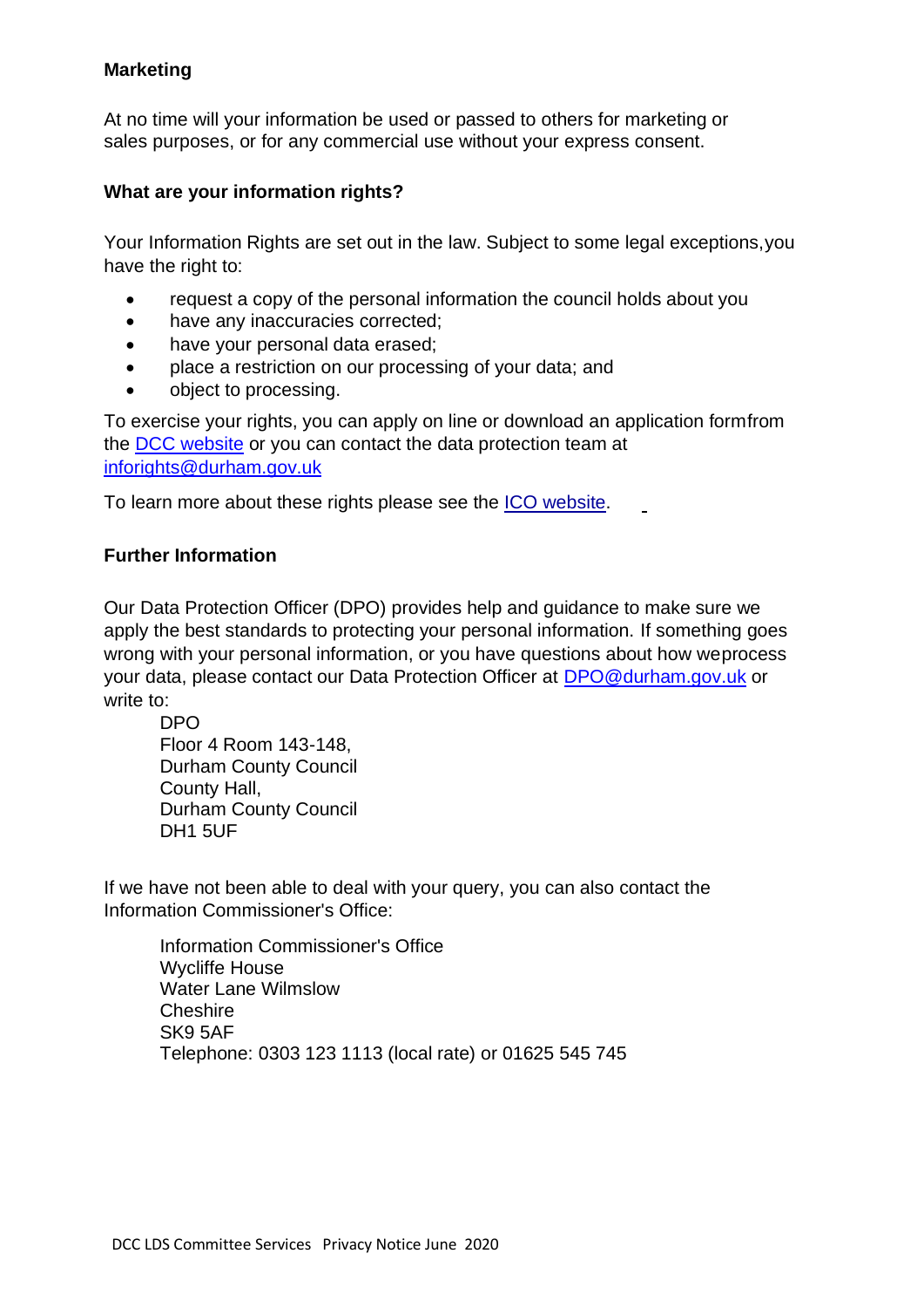**Marketing**

At no time will your information be used or passed to others for marketing or sales purposes, or for any commercial use without your express consent.

**What are your information rights?**

Your Information Rights are set out in the law. Subject to some legal exceptions, you have the right to:

- request a copy of the personal information the council holds about you
- have any inaccuracies corrected;
- have your personal data erased;
- place a restriction on our processing of your data; and
- object to processing.

To exercise your rights, you can apply on line or download an application form from the DCC website or you can contact the data protection team at inforights@durham.gov.uk

To learn more about these rights please see the ICO website.

**Further Information**

Our Data Protection Officer (DPO) provides help and guidance to make sure we apply the best standards to protecting your personal information. If something goes wrong with your personal information, or you have questions about how we process your data, please contact our Data Protection Officer at DPO@durham.gov.uk or write to:

DPO
Floor 4 Room 143-148,
Durham County Council
County Hall,
Durham County Council
DH1 5UF

If we have not been able to deal with your query, you can also contact the Information Commissioner's Office:

Information Commissioner's Office
Wycliffe House
Water Lane Wilmslow
Cheshire
SK9 5AF
Telephone: 0303 123 1113 (local rate) or 01625 545 745